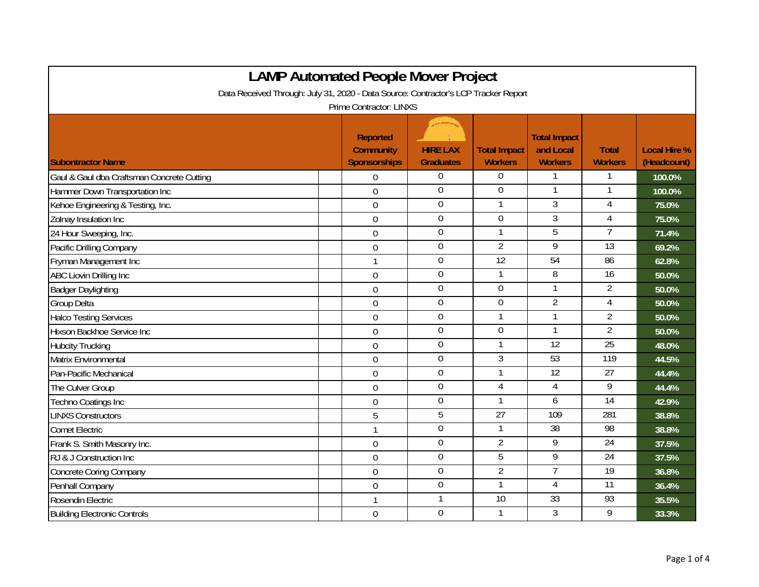# LAMP Automated People Mover Project

Data Received Through: July 31, 2020 - Data Source: Contractor's LCP Tracker Report

Prime Contractor: LINXS

| Subontractor Name | Reported Community Sponsorships | HIRE LAX Graduates | Total Impact Workers | Total Impact and Local Workers | Total Workers | Local Hire % (Headcount) |
|---|---|---|---|---|---|---|
| Gaul & Gaul dba Craftsman Concrete Cutting | 0 | 0 | 0 | 1 | 1 | 100.0% |
| Hammer Down Transportation Inc | 0 | 0 | 0 | 1 | 1 | 100.0% |
| Kehoe Engineering & Testing, Inc. | 0 | 0 | 1 | 3 | 4 | 75.0% |
| Zolnay Insulation Inc | 0 | 0 | 0 | 3 | 4 | 75.0% |
| 24 Hour Sweeping, Inc. | 0 | 0 | 1 | 5 | 7 | 71.4% |
| Pacific Drilling Company | 0 | 0 | 2 | 9 | 13 | 69.2% |
| Fryman Management Inc | 1 | 0 | 12 | 54 | 86 | 62.8% |
| ABC Liovin Drilling Inc | 0 | 0 | 1 | 8 | 16 | 50.0% |
| Badger Daylighting | 0 | 0 | 0 | 1 | 2 | 50.0% |
| Group Delta | 0 | 0 | 0 | 2 | 4 | 50.0% |
| Halco Testing Services | 0 | 0 | 1 | 1 | 2 | 50.0% |
| Hixson Backhoe Service Inc | 0 | 0 | 0 | 1 | 2 | 50.0% |
| Hubcity Trucking | 0 | 0 | 1 | 12 | 25 | 48.0% |
| Matrix Environmental | 0 | 0 | 3 | 53 | 119 | 44.5% |
| Pan-Pacific Mechanical | 0 | 0 | 1 | 12 | 27 | 44.4% |
| The Culver Group | 0 | 0 | 4 | 4 | 9 | 44.4% |
| Techno Coatings Inc | 0 | 0 | 1 | 6 | 14 | 42.9% |
| LINXS Constructors | 5 | 5 | 27 | 109 | 281 | 38.8% |
| Comet Electric | 1 | 0 | 1 | 38 | 98 | 38.8% |
| Frank S. Smith Masonry Inc. | 0 | 0 | 2 | 9 | 24 | 37.5% |
| RJ & J Construction Inc | 0 | 0 | 5 | 9 | 24 | 37.5% |
| Concrete Coring Company | 0 | 0 | 2 | 7 | 19 | 36.8% |
| Penhall Company | 0 | 0 | 1 | 4 | 11 | 36.4% |
| Rosendin Electric | 1 | 1 | 10 | 33 | 93 | 35.5% |
| Building Electronic Controls | 0 | 0 | 1 | 3 | 9 | 33.3% |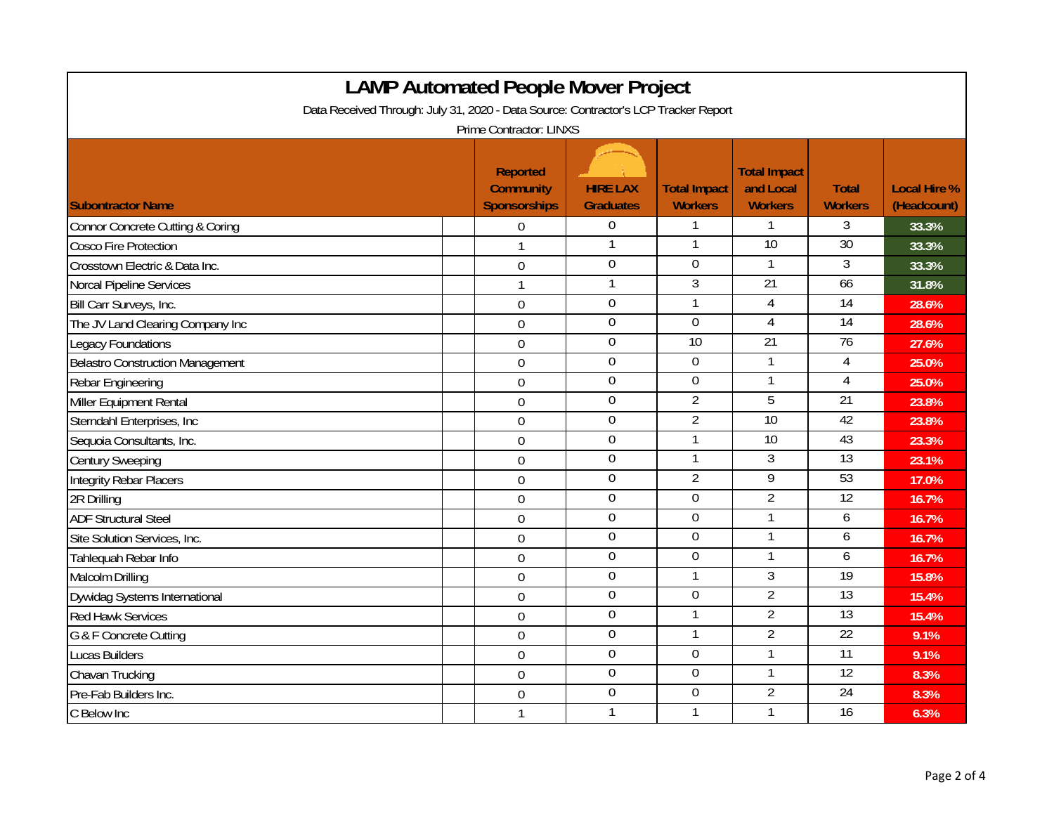# LAMP Automated People Mover Project

Data Received Through: July 31, 2020 - Data Source: Contractor's LCP Tracker Report

Prime Contractor: LINXS

| Subontractor Name | Reported Community Sponsorships | HIRE LAX Graduates | Total Impact Workers | Total Impact and Local Workers | Total Workers | Local Hire % (Headcount) |
|---|---|---|---|---|---|---|
| Connor Concrete Cutting & Coring | 0 | 0 | 1 | 1 | 3 | 33.3% |
| Cosco Fire Protection | 1 | 1 | 1 | 10 | 30 | 33.3% |
| Crosstown Electric & Data Inc. | 0 | 0 | 0 | 1 | 3 | 33.3% |
| Norcal Pipeline Services | 1 | 1 | 3 | 21 | 66 | 31.8% |
| Bill Carr Surveys, Inc. | 0 | 0 | 1 | 4 | 14 | 28.6% |
| The JV Land Clearing Company Inc | 0 | 0 | 0 | 4 | 14 | 28.6% |
| Legacy Foundations | 0 | 0 | 10 | 21 | 76 | 27.6% |
| Belastro Construction Management | 0 | 0 | 0 | 1 | 4 | 25.0% |
| Rebar Engineering | 0 | 0 | 0 | 1 | 4 | 25.0% |
| Miller Equipment Rental | 0 | 0 | 2 | 5 | 21 | 23.8% |
| Sterndahl Enterprises, Inc | 0 | 0 | 2 | 10 | 42 | 23.8% |
| Sequoia Consultants, Inc. | 0 | 0 | 1 | 10 | 43 | 23.3% |
| Century Sweeping | 0 | 0 | 1 | 3 | 13 | 23.1% |
| Integrity Rebar Placers | 0 | 0 | 2 | 9 | 53 | 17.0% |
| 2R Drilling | 0 | 0 | 0 | 2 | 12 | 16.7% |
| ADF Structural Steel | 0 | 0 | 0 | 1 | 6 | 16.7% |
| Site Solution Services, Inc. | 0 | 0 | 0 | 1 | 6 | 16.7% |
| Tahlequah Rebar Info | 0 | 0 | 0 | 1 | 6 | 16.7% |
| Malcolm Drilling | 0 | 0 | 1 | 3 | 19 | 15.8% |
| Dywidag Systems International | 0 | 0 | 0 | 2 | 13 | 15.4% |
| Red Hawk Services | 0 | 0 | 1 | 2 | 13 | 15.4% |
| G & F Concrete Cutting | 0 | 0 | 1 | 2 | 22 | 9.1% |
| Lucas Builders | 0 | 0 | 0 | 1 | 11 | 9.1% |
| Chavan Trucking | 0 | 0 | 0 | 1 | 12 | 8.3% |
| Pre-Fab Builders Inc. | 0 | 0 | 0 | 2 | 24 | 8.3% |
| C Below Inc | 1 | 1 | 1 | 1 | 16 | 6.3% |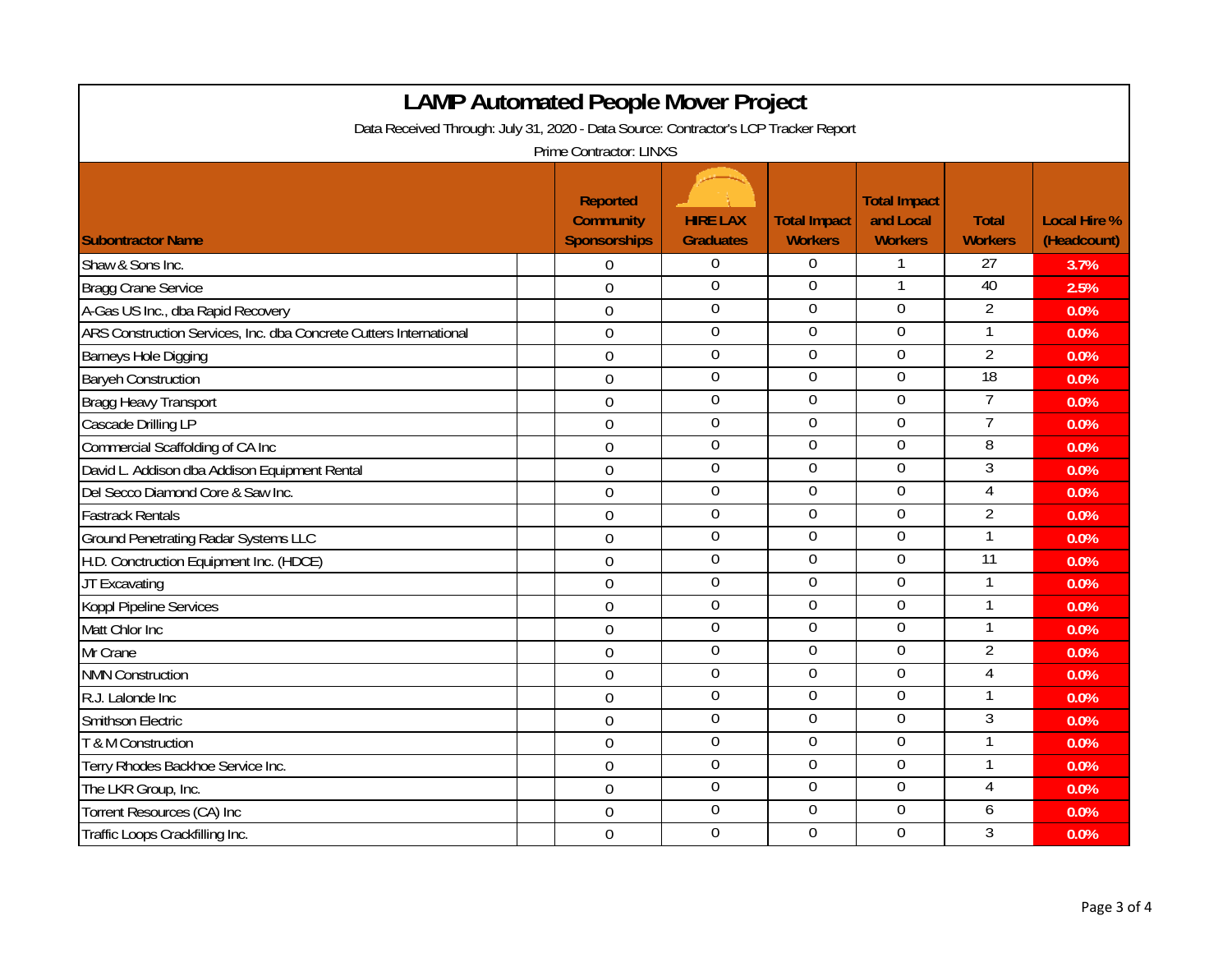# LAMP Automated People Mover Project

Data Received Through: July 31, 2020 - Data Source: Contractor's LCP Tracker Report

Prime Contractor: LINXS

| Subcontractor Name | Reported Community Sponsorships | HIRE LAX Graduates | Total Impact Workers | Total Impact and Local Workers | Total Workers | Local Hire % (Headcount) |
|---|---|---|---|---|---|---|
| Shaw & Sons Inc. | 0 | 0 | 0 | 1 | 27 | 3.7% |
| Bragg Crane Service | 0 | 0 | 0 | 1 | 40 | 2.5% |
| A-Gas US Inc., dba Rapid Recovery | 0 | 0 | 0 | 0 | 2 | 0.0% |
| ARS Construction Services, Inc. dba Concrete Cutters International | 0 | 0 | 0 | 0 | 1 | 0.0% |
| Barneys Hole Digging | 0 | 0 | 0 | 0 | 2 | 0.0% |
| Baryeh Construction | 0 | 0 | 0 | 0 | 18 | 0.0% |
| Bragg Heavy Transport | 0 | 0 | 0 | 0 | 7 | 0.0% |
| Cascade Drilling LP | 0 | 0 | 0 | 0 | 7 | 0.0% |
| Commercial Scaffolding of CA Inc | 0 | 0 | 0 | 0 | 8 | 0.0% |
| David L. Addison dba Addison Equipment Rental | 0 | 0 | 0 | 0 | 3 | 0.0% |
| Del Secco Diamond Core & Saw Inc. | 0 | 0 | 0 | 0 | 4 | 0.0% |
| Fastrack Rentals | 0 | 0 | 0 | 0 | 2 | 0.0% |
| Ground Penetrating Radar Systems LLC | 0 | 0 | 0 | 0 | 1 | 0.0% |
| H.D. Conctruction Equipment Inc. (HDCE) | 0 | 0 | 0 | 0 | 11 | 0.0% |
| JT Excavating | 0 | 0 | 0 | 0 | 1 | 0.0% |
| Koppl Pipeline Services | 0 | 0 | 0 | 0 | 1 | 0.0% |
| Matt Chlor Inc | 0 | 0 | 0 | 0 | 1 | 0.0% |
| Mr Crane | 0 | 0 | 0 | 0 | 2 | 0.0% |
| NMN Construction | 0 | 0 | 0 | 0 | 4 | 0.0% |
| R.J. Lalonde Inc | 0 | 0 | 0 | 0 | 1 | 0.0% |
| Smithson Electric | 0 | 0 | 0 | 0 | 3 | 0.0% |
| T & M Construction | 0 | 0 | 0 | 0 | 1 | 0.0% |
| Terry Rhodes Backhoe Service Inc. | 0 | 0 | 0 | 0 | 1 | 0.0% |
| The LKR Group, Inc. | 0 | 0 | 0 | 0 | 4 | 0.0% |
| Torrent Resources (CA) Inc | 0 | 0 | 0 | 0 | 6 | 0.0% |
| Traffic Loops Crackfilling Inc. | 0 | 0 | 0 | 0 | 3 | 0.0% |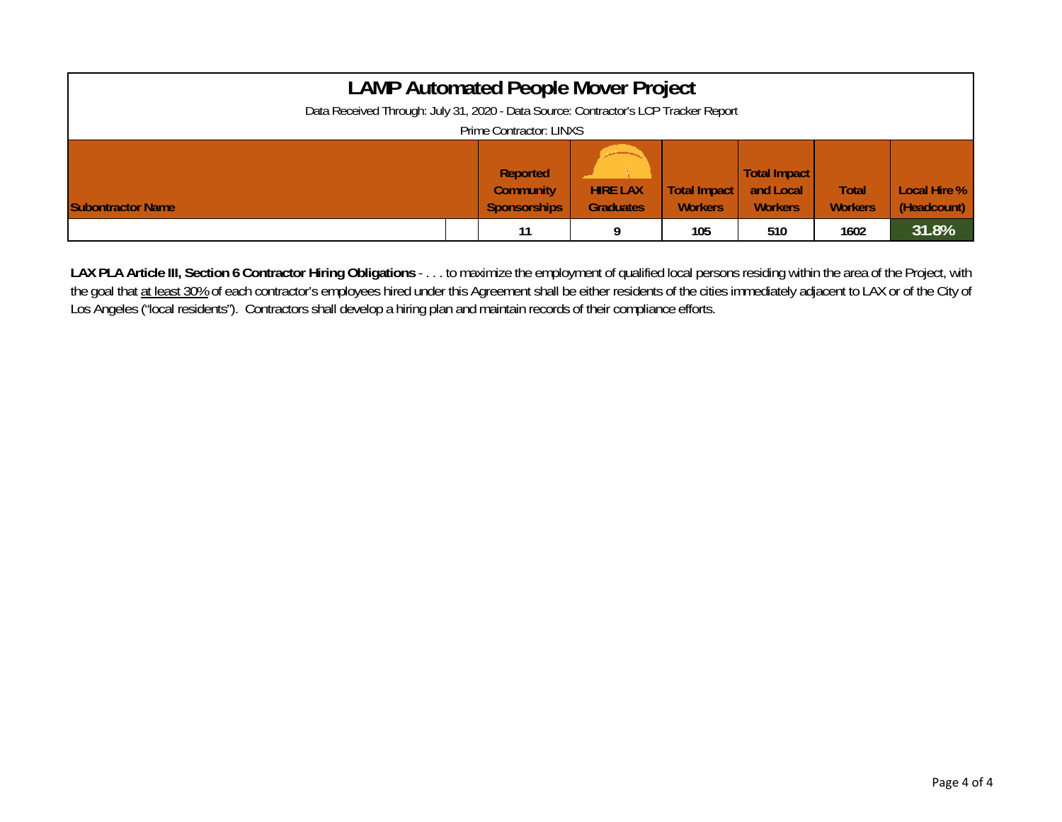# LAMP Automated People Mover Project

Data Received Through: July 31, 2020 - Data Source: Contractor's LCP Tracker Report

Prime Contractor: LINXS

| Subontractor Name | | Reported Community Sponsorships | HIRE LAX Graduates | Total Impact Workers | Total Impact and Local Workers | Total Workers | Local Hire % (Headcount) |
|---|---|---|---|---|---|---|---|
| | | 11 | 9 | 105 | 510 | 1602 | 31.8% |

**LAX PLA Article III, Section 6 Contractor Hiring Obligations** - . . . to maximize the employment of qualified local persons residing within the area of the Project, with the goal that at least 30% of each contractor's employees hired under this Agreement shall be either residents of the cities immediately adjacent to LAX or of the City of Los Angeles ("local residents"). Contractors shall develop a hiring plan and maintain records of their compliance efforts.